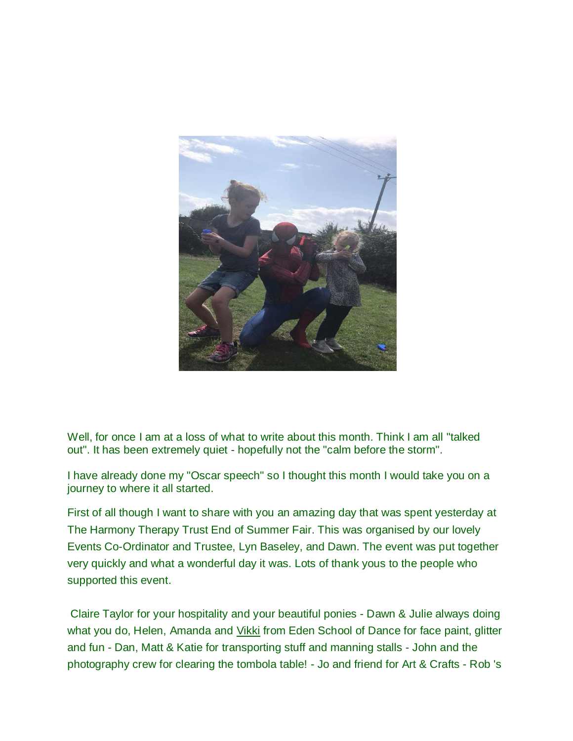Well, for once I am at a loss of what to write about this month. Think I am all "talked out". It has been extremely quiet - hopefully not the "calm before the storm".

I have already done my "Oscar speech" so I thought this month I would take you on a journey to where it all started.

First of all though I want to share with you an amazing day that was spent yesterday at The Harmony Therapy Trust End of Summer Fair. This was organised by our lovely Events Co-Ordinator and Trustee, Lyn Baseley, and Dawn. The event was put together very quickly and what a wonderful day it was. Lots of thank yous to the people who supported this event.

Claire Taylor for your hospitality and your beautiful ponies - Dawn & Julie always doing what you do, Helen, Amanda and Vikki from Eden School of Dance for face paint, glitter and fun - Dan, Matt & Katie for transporting stuff and manning stalls - John and the photography crew for clearing the tombola table! - Jo and friend for Art & Crafts - Rob 's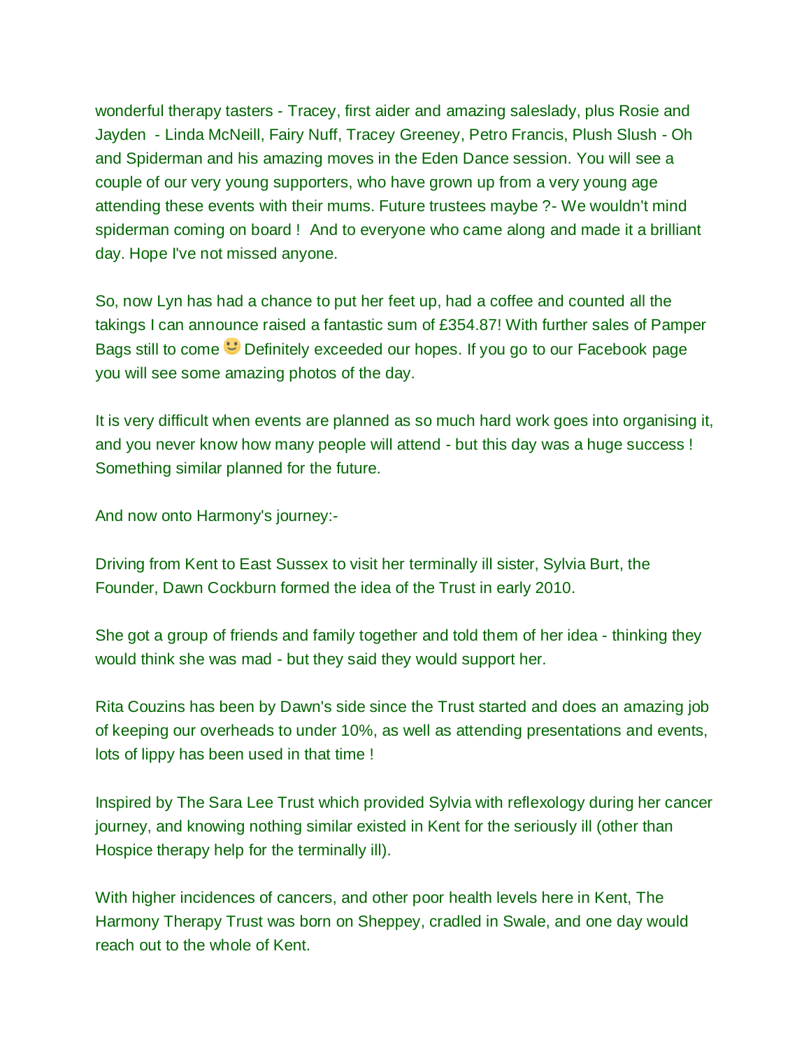wonderful therapy tasters - Tracey, first aider and amazing saleslady, plus Rosie and Jayden - Linda McNeill, Fairy Nuff, Tracey Greeney, Petro Francis, Plush Slush - Oh and Spiderman and his amazing moves in the Eden Dance session. You will see a couple of our very young supporters, who have grown up from a very young age attending these events with their mums. Future trustees maybe ?- We wouldn't mind spiderman coming on board ! And to everyone who came along and made it a brilliant day. Hope I've not missed anyone.

So, now Lyn has had a chance to put her feet up, had a coffee and counted all the takings I can announce raised a fantastic sum of £354.87! With further sales of Pamper Bags still to come 🙂 Definitely exceeded our hopes. If you go to our Facebook page you will see some amazing photos of the day.

It is very difficult when events are planned as so much hard work goes into organising it, and you never know how many people will attend - but this day was a huge success ! Something similar planned for the future.

And now onto Harmony's journey:-

Driving from Kent to East Sussex to visit her terminally ill sister, Sylvia Burt, the Founder, Dawn Cockburn formed the idea of the Trust in early 2010.

She got a group of friends and family together and told them of her idea - thinking they would think she was mad - but they said they would support her.

Rita Couzins has been by Dawn's side since the Trust started and does an amazing job of keeping our overheads to under 10%, as well as attending presentations and events, lots of lippy has been used in that time !

Inspired by The Sara Lee Trust which provided Sylvia with reflexology during her cancer journey, and knowing nothing similar existed in Kent for the seriously ill (other than Hospice therapy help for the terminally ill).

With higher incidences of cancers, and other poor health levels here in Kent, The Harmony Therapy Trust was born on Sheppey, cradled in Swale, and one day would reach out to the whole of Kent.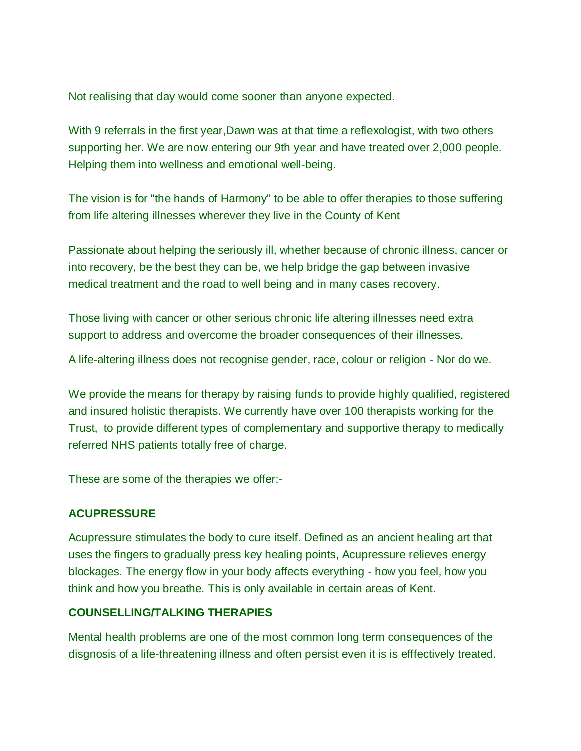Not realising that day would come sooner than anyone expected.

With 9 referrals in the first year,Dawn was at that time a reflexologist, with two others supporting her. We are now entering our 9th year and have treated over 2,000 people. Helping them into wellness and emotional well-being.

The vision is for "the hands of Harmony" to be able to offer therapies to those suffering from life altering illnesses wherever they live in the County of Kent

Passionate about helping the seriously ill, whether because of chronic illness, cancer or into recovery, be the best they can be, we help bridge the gap between invasive medical treatment and the road to well being and in many cases recovery.

Those living with cancer or other serious chronic life altering illnesses need extra support to address and overcome the broader consequences of their illnesses.

A life-altering illness does not recognise gender, race, colour or religion - Nor do we.

We provide the means for therapy by raising funds to provide highly qualified, registered and insured holistic therapists. We currently have over 100 therapists working for the Trust, to provide different types of complementary and supportive therapy to medically referred NHS patients totally free of charge.

These are some of the therapies we offer:-

**ACUPRESSURE**

Acupressure stimulates the body to cure itself. Defined as an ancient healing art that uses the fingers to gradually press key healing points, Acupressure relieves energy blockages. The energy flow in your body affects everything - how you feel, how you think and how you breathe. This is only available in certain areas of Kent.

**COUNSELLING/TALKING THERAPIES**

Mental health problems are one of the most common long term consequences of the disgnosis of a life-threatening illness and often persist even it is is efffectively treated.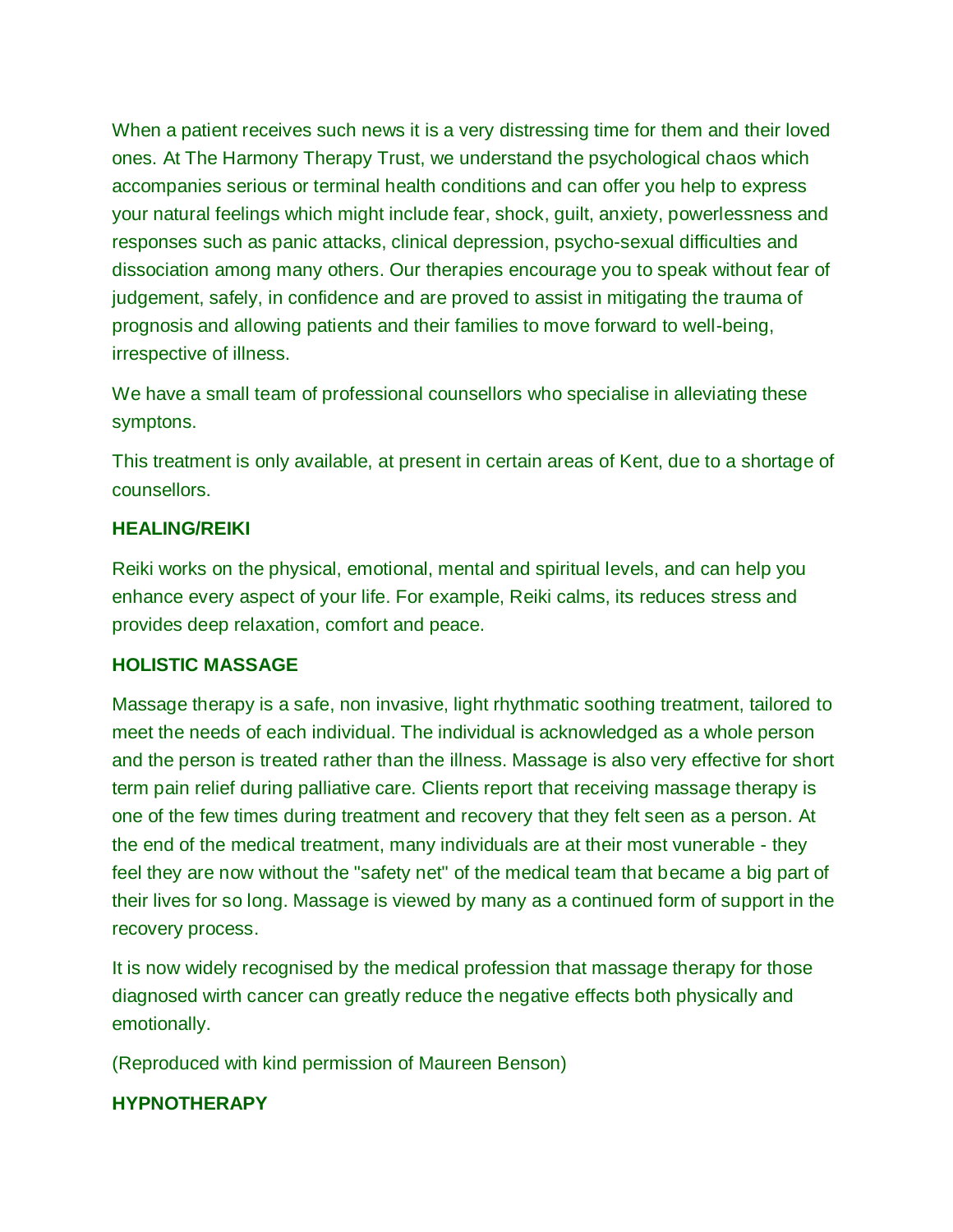When a patient receives such news it is a very distressing time for them and their loved ones. At The Harmony Therapy Trust, we understand the psychological chaos which accompanies serious or terminal health conditions and can offer you help to express your natural feelings which might include fear, shock, guilt, anxiety, powerlessness and responses such as panic attacks, clinical depression, psycho-sexual difficulties and dissociation among many others. Our therapies encourage you to speak without fear of judgement, safely, in confidence and are proved to assist in mitigating the trauma of prognosis and allowing patients and their families to move forward to well-being, irrespective of illness.

We have a small team of professional counsellors who specialise in alleviating these symptons.

This treatment is only available, at present in certain areas of Kent, due to a shortage of counsellors.

**HEALING/REIKI**

Reiki works on the physical, emotional, mental and spiritual levels, and can help you enhance every aspect of your life. For example, Reiki calms, its reduces stress and provides deep relaxation, comfort and peace.

**HOLISTIC MASSAGE**

Massage therapy is a safe, non invasive, light rhythmatic soothing treatment, tailored to meet the needs of each individual. The individual is acknowledged as a whole person and the person is treated rather than the illness. Massage is also very effective for short term pain relief during palliative care. Clients report that receiving massage therapy is one of the few times during treatment and recovery that they felt seen as a person. At the end of the medical treatment, many individuals are at their most vunerable - they feel they are now without the "safety net" of the medical team that became a big part of their lives for so long. Massage is viewed by many as a continued form of support in the recovery process.

It is now widely recognised by the medical profession that massage therapy for those diagnosed wirth cancer can greatly reduce the negative effects both physically and emotionally.

(Reproduced with kind permission of Maureen Benson)

**HYPNOTHERAPY**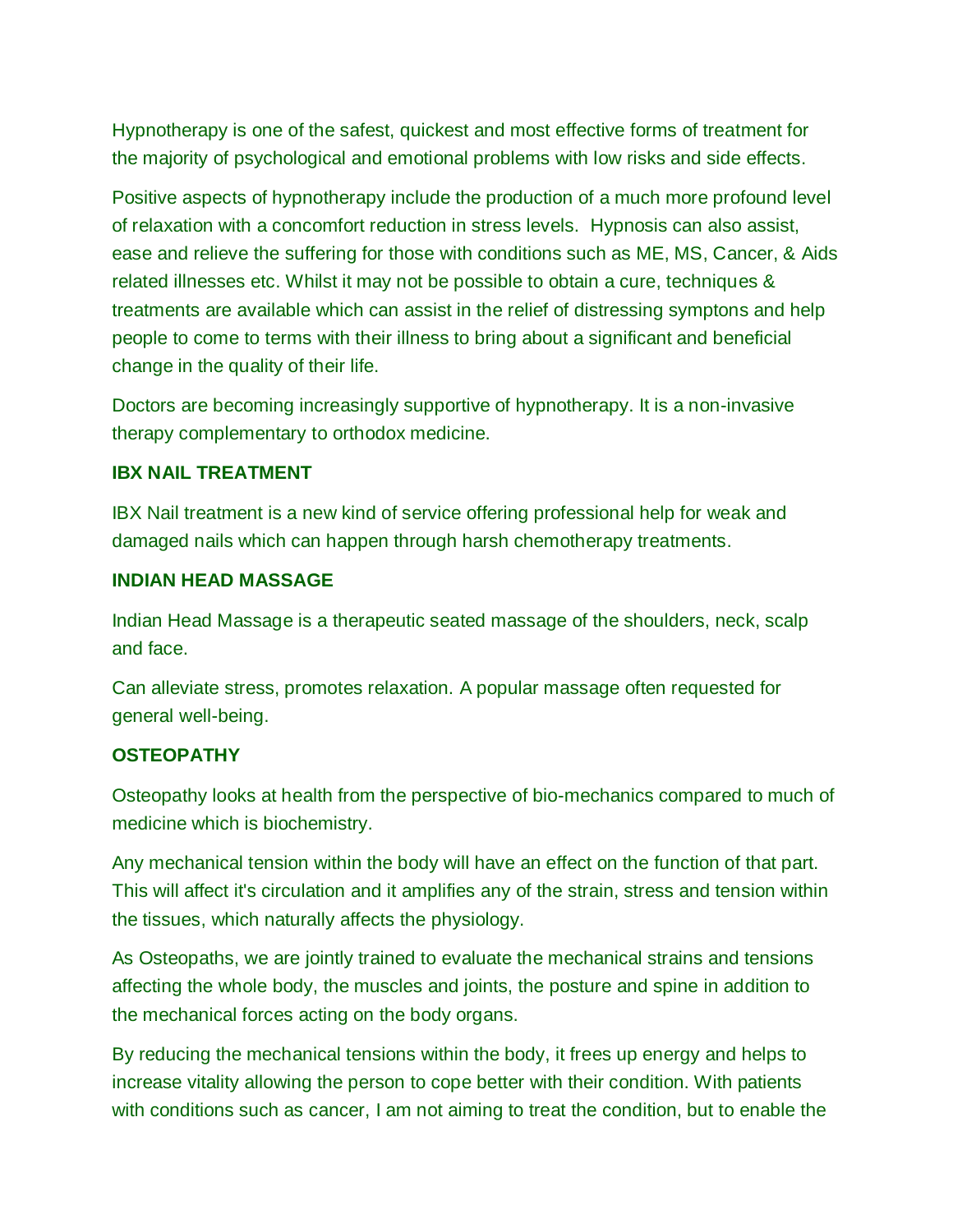Hypnotherapy is one of the safest, quickest and most effective forms of treatment for the majority of psychological and emotional problems with low risks and side effects.

Positive aspects of hypnotherapy include the production of a much more profound level of relaxation with a concomfort reduction in stress levels.  Hypnosis can also assist, ease and relieve the suffering for those with conditions such as ME, MS, Cancer, & Aids related illnesses etc. Whilst it may not be possible to obtain a cure, techniques & treatments are available which can assist in the relief of distressing symptons and help people to come to terms with their illness to bring about a significant and beneficial change in the quality of their life.

Doctors are becoming increasingly supportive of hypnotherapy. It is a non-invasive therapy complementary to orthodox medicine.

**IBX NAIL TREATMENT**

IBX Nail treatment is a new kind of service offering professional help for weak and damaged nails which can happen through harsh chemotherapy treatments.

**INDIAN HEAD MASSAGE**

Indian Head Massage is a therapeutic seated massage of the shoulders, neck, scalp and face.

Can alleviate stress, promotes relaxation. A popular massage often requested for general well-being.

**OSTEOPATHY**

Osteopathy looks at health from the perspective of bio-mechanics compared to much of medicine which is biochemistry.

Any mechanical tension within the body will have an effect on the function of that part. This will affect it's circulation and it amplifies any of the strain, stress and tension within the tissues, which naturally affects the physiology.

As Osteopaths, we are jointly trained to evaluate the mechanical strains and tensions affecting the whole body, the muscles and joints, the posture and spine in addition to the mechanical forces acting on the body organs.

By reducing the mechanical tensions within the body, it frees up energy and helps to increase vitality allowing the person to cope better with their condition. With patients with conditions such as cancer, I am not aiming to treat the condition, but to enable the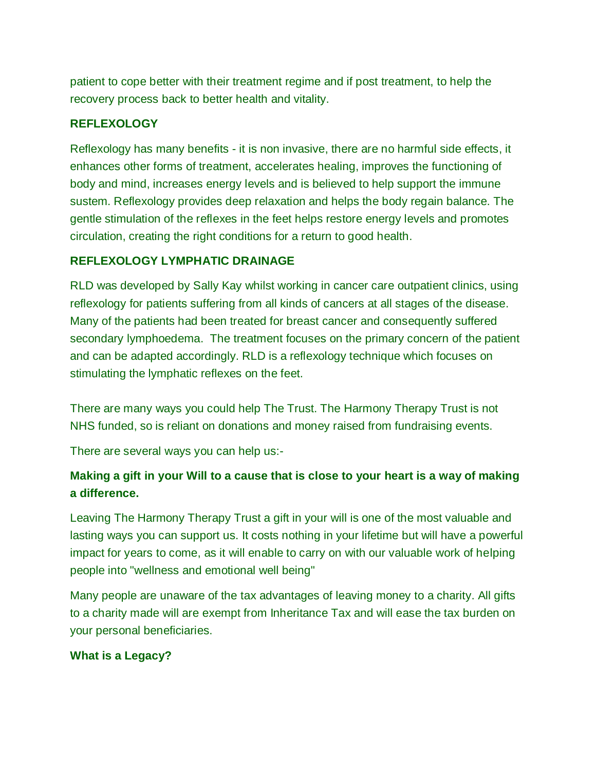patient to cope better with their treatment regime and if post treatment, to help the recovery process back to better health and vitality.

**REFLEXOLOGY**

Reflexology has many benefits - it is non invasive, there are no harmful side effects, it enhances other forms of treatment, accelerates healing, improves the functioning of body and mind, increases energy levels and is believed to help support the immune sustem. Reflexology provides deep relaxation and helps the body regain balance. The gentle stimulation of the reflexes in the feet helps restore energy levels and promotes circulation, creating the right conditions for a return to good health.

**REFLEXOLOGY LYMPHATIC DRAINAGE**

RLD was developed by Sally Kay whilst working in cancer care outpatient clinics, using reflexology for patients suffering from all kinds of cancers at all stages of the disease. Many of the patients had been treated for breast cancer and consequently suffered secondary lymphoedema. The treatment focuses on the primary concern of the patient and can be adapted accordingly. RLD is a reflexology technique which focuses on stimulating the lymphatic reflexes on the feet.

There are many ways you could help The Trust. The Harmony Therapy Trust is not NHS funded, so is reliant on donations and money raised from fundraising events.

There are several ways you can help us:-

**Making a gift in your Will to a cause that is close to your heart is a way of making a difference.**

Leaving The Harmony Therapy Trust a gift in your will is one of the most valuable and lasting ways you can support us. It costs nothing in your lifetime but will have a powerful impact for years to come, as it will enable to carry on with our valuable work of helping people into "wellness and emotional well being"

Many people are unaware of the tax advantages of leaving money to a charity. All gifts to a charity made will are exempt from Inheritance Tax and will ease the tax burden on your personal beneficiaries.

**What is a Legacy?**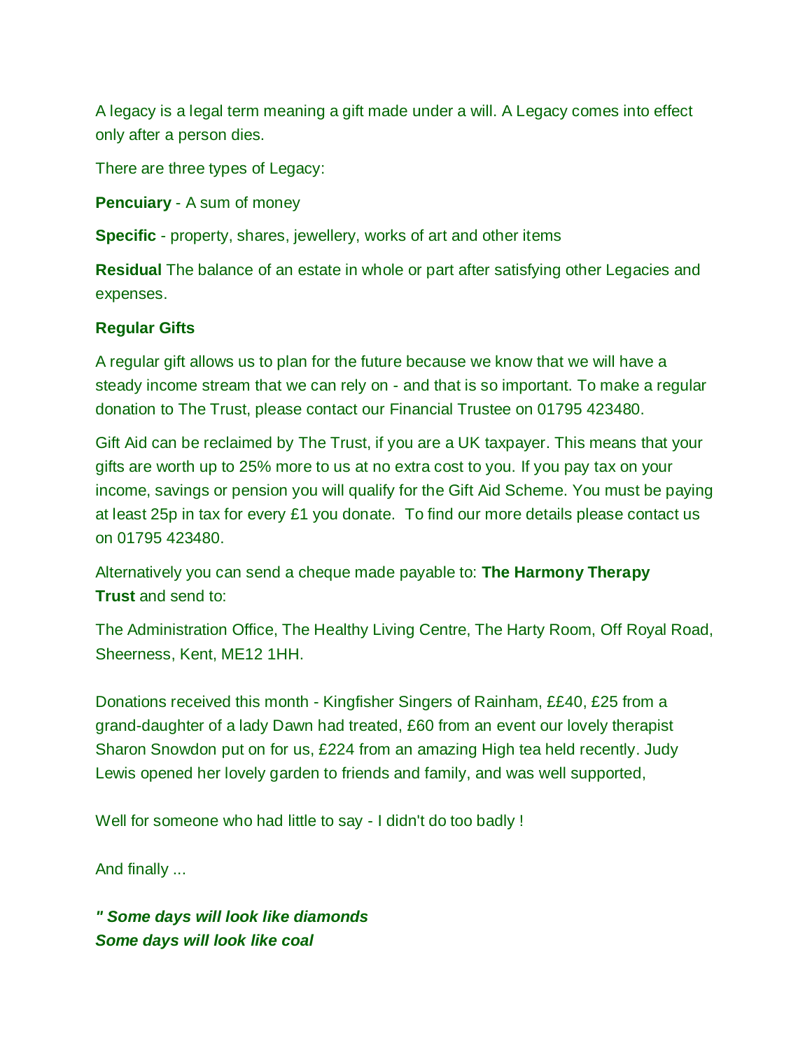A legacy is a legal term meaning a gift made under a will. A Legacy comes into effect only after a person dies.

There are three types of Legacy:

**Pencuiary** - A sum of money

**Specific** - property, shares, jewellery, works of art and other items

**Residual** The balance of an estate in whole or part after satisfying other Legacies and expenses.

**Regular Gifts**

A regular gift allows us to plan for the future because we know that we will have a steady income stream that we can rely on - and that is so important. To make a regular donation to The Trust, please contact our Financial Trustee on 01795 423480.

Gift Aid can be reclaimed by The Trust, if you are a UK taxpayer. This means that your gifts are worth up to 25% more to us at no extra cost to you. If you pay tax on your income, savings or pension you will qualify for the Gift Aid Scheme. You must be paying at least 25p in tax for every £1 you donate. To find our more details please contact us on 01795 423480.

Alternatively you can send a cheque made payable to: **The Harmony Therapy Trust** and send to:

The Administration Office, The Healthy Living Centre, The Harty Room, Off Royal Road, Sheerness, Kent, ME12 1HH.

Donations received this month - Kingfisher Singers of Rainham, ££40, £25 from a grand-daughter of a lady Dawn had treated, £60 from an event our lovely therapist Sharon Snowdon put on for us, £224 from an amazing High tea held recently. Judy Lewis opened her lovely garden to friends and family, and was well supported,

Well for someone who had little to say - I didn't do too badly !

And finally ...

***" Some days will look like diamonds***
***Some days will look like coal***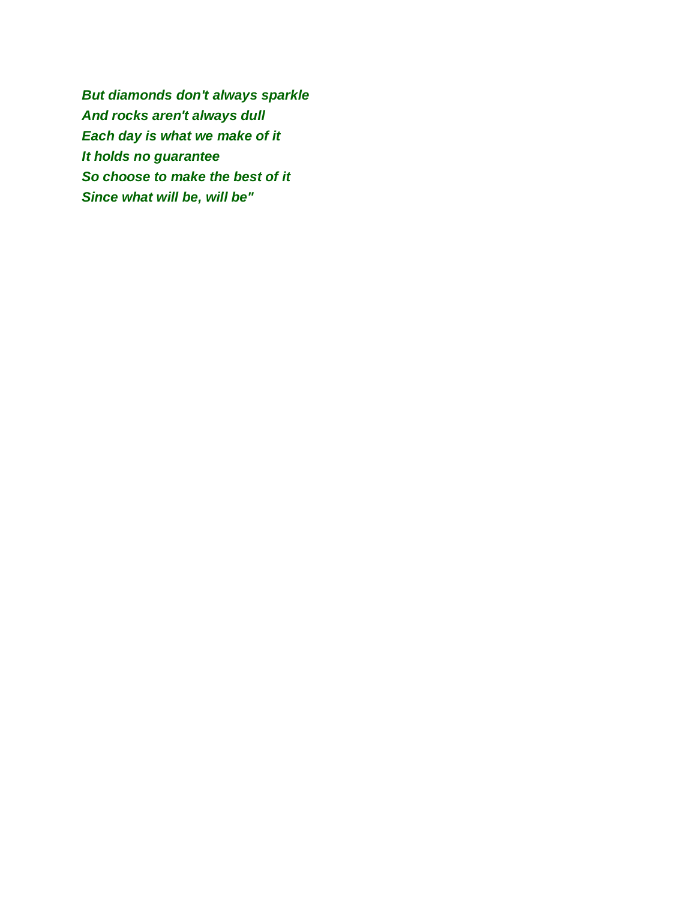*But diamonds don't always sparkle*
*And rocks aren't always dull*
*Each day is what we make of it*
*It holds no guarantee*
*So choose to make the best of it*
*Since what will be, will be"*